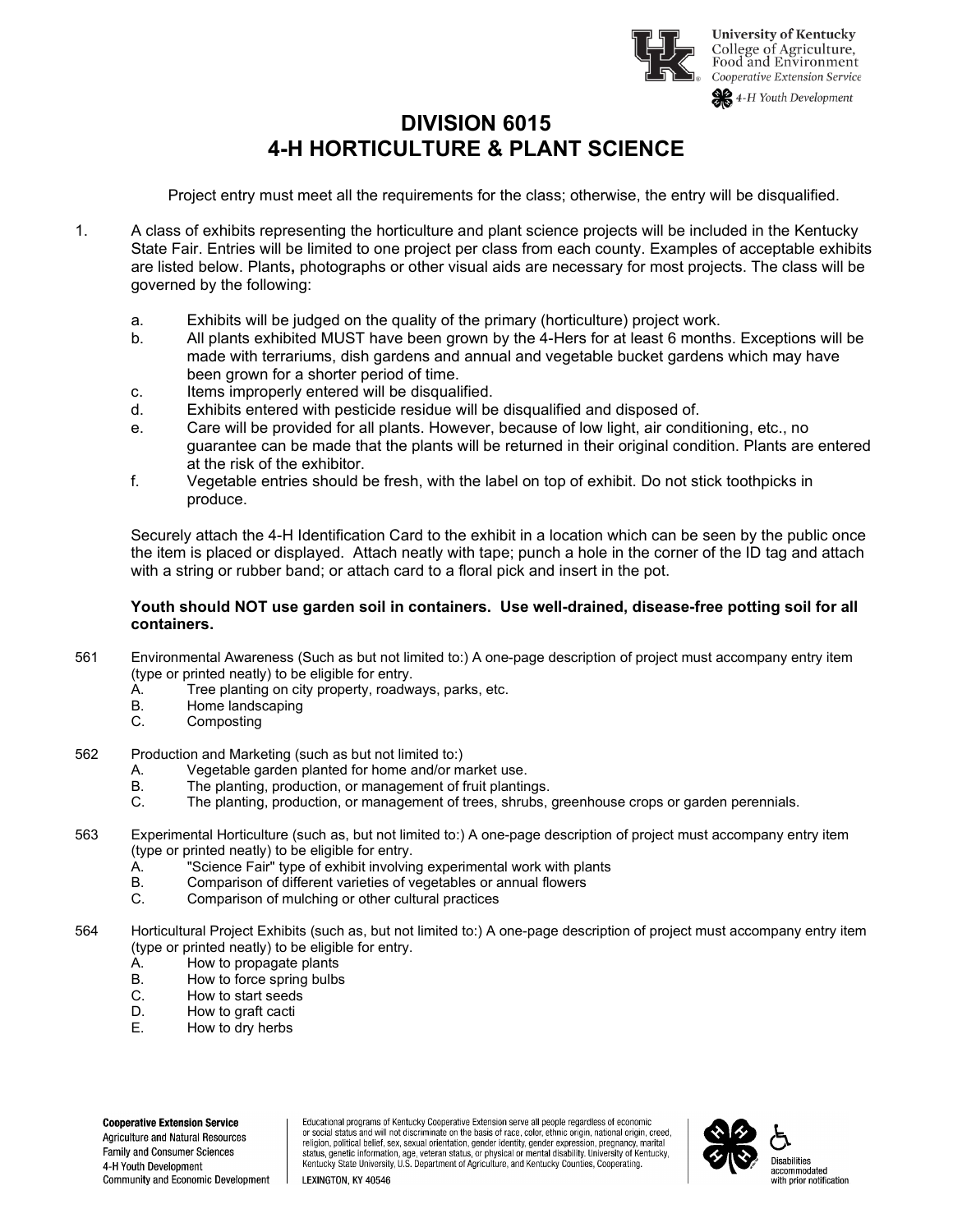# DIVISION 6015
# 4-H HORTICULTURE & PLANT SCIENCE

Project entry must meet all the requirements for the class; otherwise, the entry will be disqualified.

1. A class of exhibits representing the horticulture and plant science projects will be included in the Kentucky State Fair. Entries will be limited to one project per class from each county. Examples of acceptable exhibits are listed below. Plants**,** photographs or other visual aids are necessary for most projects. The class will be governed by the following:

   a. Exhibits will be judged on the quality of the primary (horticulture) project work.
   b. All plants exhibited MUST have been grown by the 4-Hers for at least 6 months. Exceptions will be made with terrariums, dish gardens and annual and vegetable bucket gardens which may have been grown for a shorter period of time.
   c. Items improperly entered will be disqualified.
   d. Exhibits entered with pesticide residue will be disqualified and disposed of.
   e. Care will be provided for all plants. However, because of low light, air conditioning, etc., no guarantee can be made that the plants will be returned in their original condition. Plants are entered at the risk of the exhibitor.
   f. Vegetable entries should be fresh, with the label on top of exhibit. Do not stick toothpicks in produce.

   Securely attach the 4-H Identification Card to the exhibit in a location which can be seen by the public once the item is placed or displayed. Attach neatly with tape; punch a hole in the corner of the ID tag and attach with a string or rubber band; or attach card to a floral pick and insert in the pot.

   **Youth should NOT use garden soil in containers. Use well-drained, disease-free potting soil for all containers.**

561 Environmental Awareness (Such as but not limited to:) A one-page description of project must accompany entry item (type or printed neatly) to be eligible for entry.
   A. Tree planting on city property, roadways, parks, etc.
   B. Home landscaping
   C. Composting

562 Production and Marketing (such as but not limited to:)
   A. Vegetable garden planted for home and/or market use.
   B. The planting, production, or management of fruit plantings.
   C. The planting, production, or management of trees, shrubs, greenhouse crops or garden perennials.

563 Experimental Horticulture (such as, but not limited to:) A one-page description of project must accompany entry item (type or printed neatly) to be eligible for entry.
   A. "Science Fair" type of exhibit involving experimental work with plants
   B. Comparison of different varieties of vegetables or annual flowers
   C. Comparison of mulching or other cultural practices

564 Horticultural Project Exhibits (such as, but not limited to:) A one-page description of project must accompany entry item (type or printed neatly) to be eligible for entry.
   A. How to propagate plants
   B. How to force spring bulbs
   C. How to start seeds
   D. How to graft cacti
   E. How to dry herbs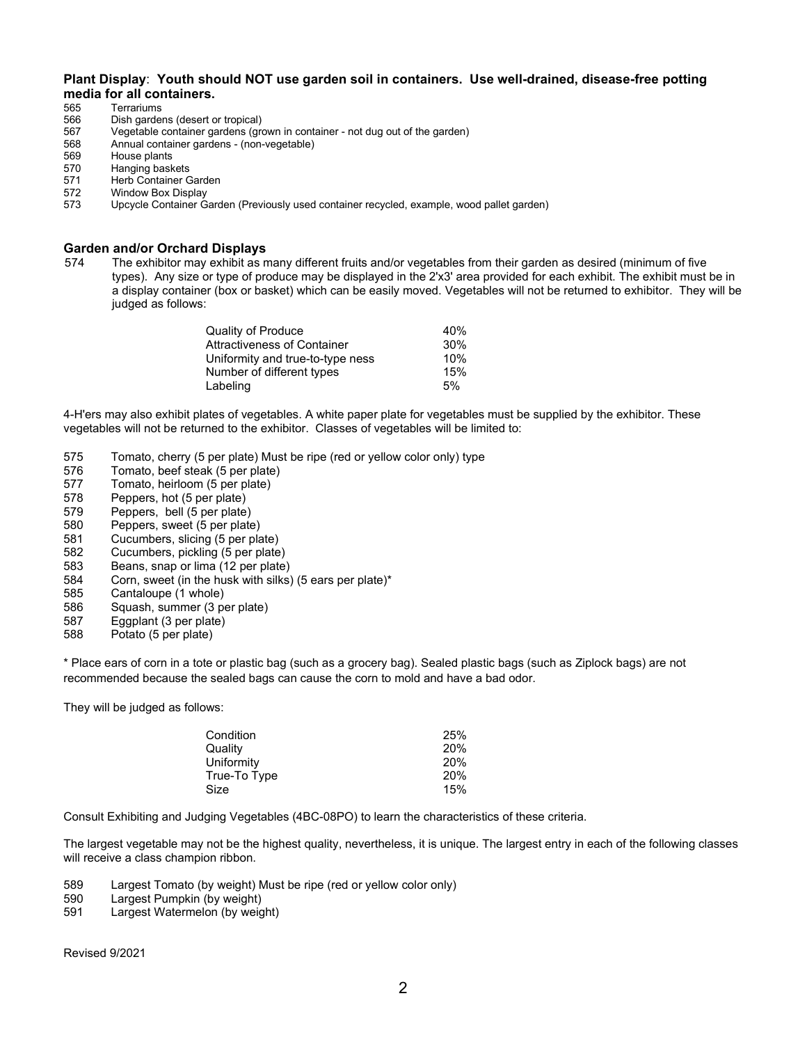**Plant Display**: **Youth should NOT use garden soil in containers. Use well-drained, disease-free potting media for all containers.**

565 Terrariums
566 Dish gardens (desert or tropical)
567 Vegetable container gardens (grown in container - not dug out of the garden)
568 Annual container gardens - (non-vegetable)
569 House plants
570 Hanging baskets
571 Herb Container Garden
572 Window Box Display
573 Upcycle Container Garden (Previously used container recycled, example, wood pallet garden)

**Garden and/or Orchard Displays**

574 The exhibitor may exhibit as many different fruits and/or vegetables from their garden as desired (minimum of five types). Any size or type of produce may be displayed in the 2'x3' area provided for each exhibit. The exhibit must be in a display container (box or basket) which can be easily moved. Vegetables will not be returned to exhibitor. They will be judged as follows:

| | |
|---|---|
| Quality of Produce | 40% |
| Attractiveness of Container | 30% |
| Uniformity and true-to-type ness | 10% |
| Number of different types | 15% |
| Labeling | 5% |

4-H'ers may also exhibit plates of vegetables. A white paper plate for vegetables must be supplied by the exhibitor. These vegetables will not be returned to the exhibitor. Classes of vegetables will be limited to:

575 Tomato, cherry (5 per plate) Must be ripe (red or yellow color only) type
576 Tomato, beef steak (5 per plate)
577 Tomato, heirloom (5 per plate)
578 Peppers, hot (5 per plate)
579 Peppers, bell (5 per plate)
580 Peppers, sweet (5 per plate)
581 Cucumbers, slicing (5 per plate)
582 Cucumbers, pickling (5 per plate)
583 Beans, snap or lima (12 per plate)
584 Corn, sweet (in the husk with silks) (5 ears per plate)*
585 Cantaloupe (1 whole)
586 Squash, summer (3 per plate)
587 Eggplant (3 per plate)
588 Potato (5 per plate)

* Place ears of corn in a tote or plastic bag (such as a grocery bag). Sealed plastic bags (such as Ziplock bags) are not recommended because the sealed bags can cause the corn to mold and have a bad odor.

They will be judged as follows:

| | |
|---|---|
| Condition | 25% |
| Quality | 20% |
| Uniformity | 20% |
| True-To Type | 20% |
| Size | 15% |

Consult Exhibiting and Judging Vegetables (4BC-08PO) to learn the characteristics of these criteria.

The largest vegetable may not be the highest quality, nevertheless, it is unique. The largest entry in each of the following classes will receive a class champion ribbon.

589 Largest Tomato (by weight) Must be ripe (red or yellow color only)
590 Largest Pumpkin (by weight)
591 Largest Watermelon (by weight)

Revised 9/2021